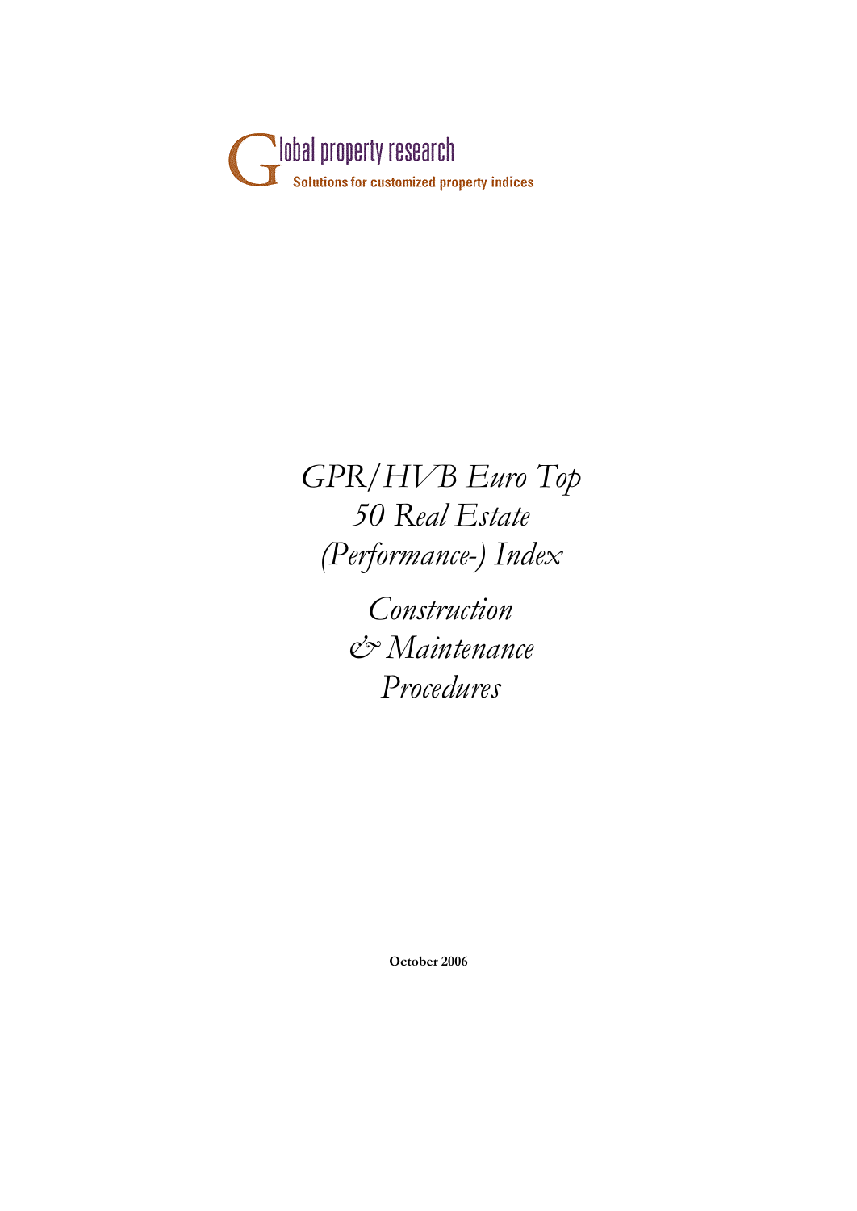Global property research

Solutions for customized property indices

# *GPR/HVB Euro Top 50 Real Estate (Performance-) Index*

## *Construction & Maintenance Procedures*

**October 2006**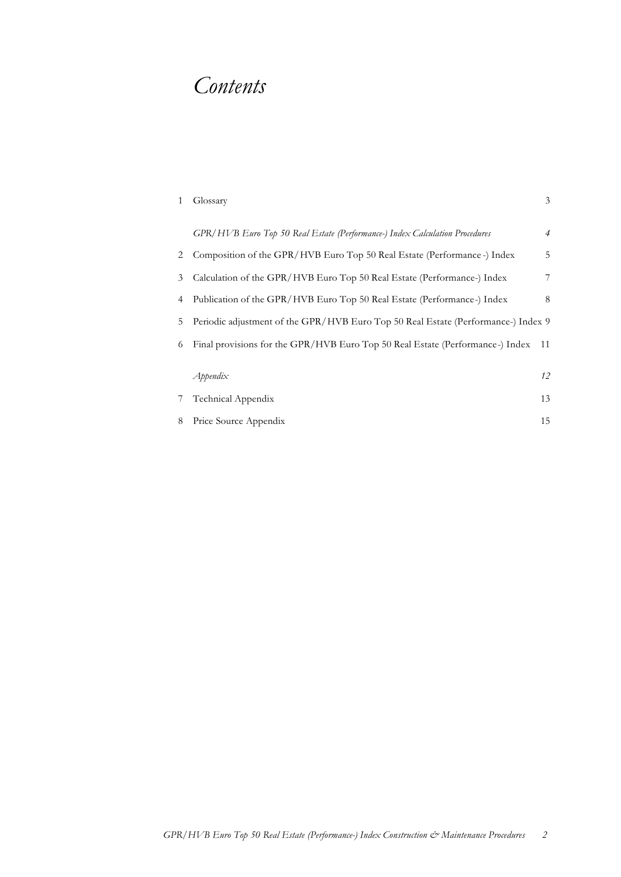# *Contents*

| | | |
|---|---|---|
| 1 | Glossary | 3 |
| | *GPR/HVB Euro Top 50 Real Estate (Performance-) Index Calculation Procedures* | *4* |
| 2 | Composition of the GPR/HVB Euro Top 50 Real Estate (Performance-) Index | 5 |
| 3 | Calculation of the GPR/HVB Euro Top 50 Real Estate (Performance-) Index | 7 |
| 4 | Publication of the GPR/HVB Euro Top 50 Real Estate (Performance-) Index | 8 |
| 5 | Periodic adjustment of the GPR/HVB Euro Top 50 Real Estate (Performance-) Index | 9 |
| 6 | Final provisions for the GPR/HVB Euro Top 50 Real Estate (Performance-) Index | 11 |
| | *Appendix* | *12* |
| 7 | Technical Appendix | 13 |
| 8 | Price Source Appendix | 15 |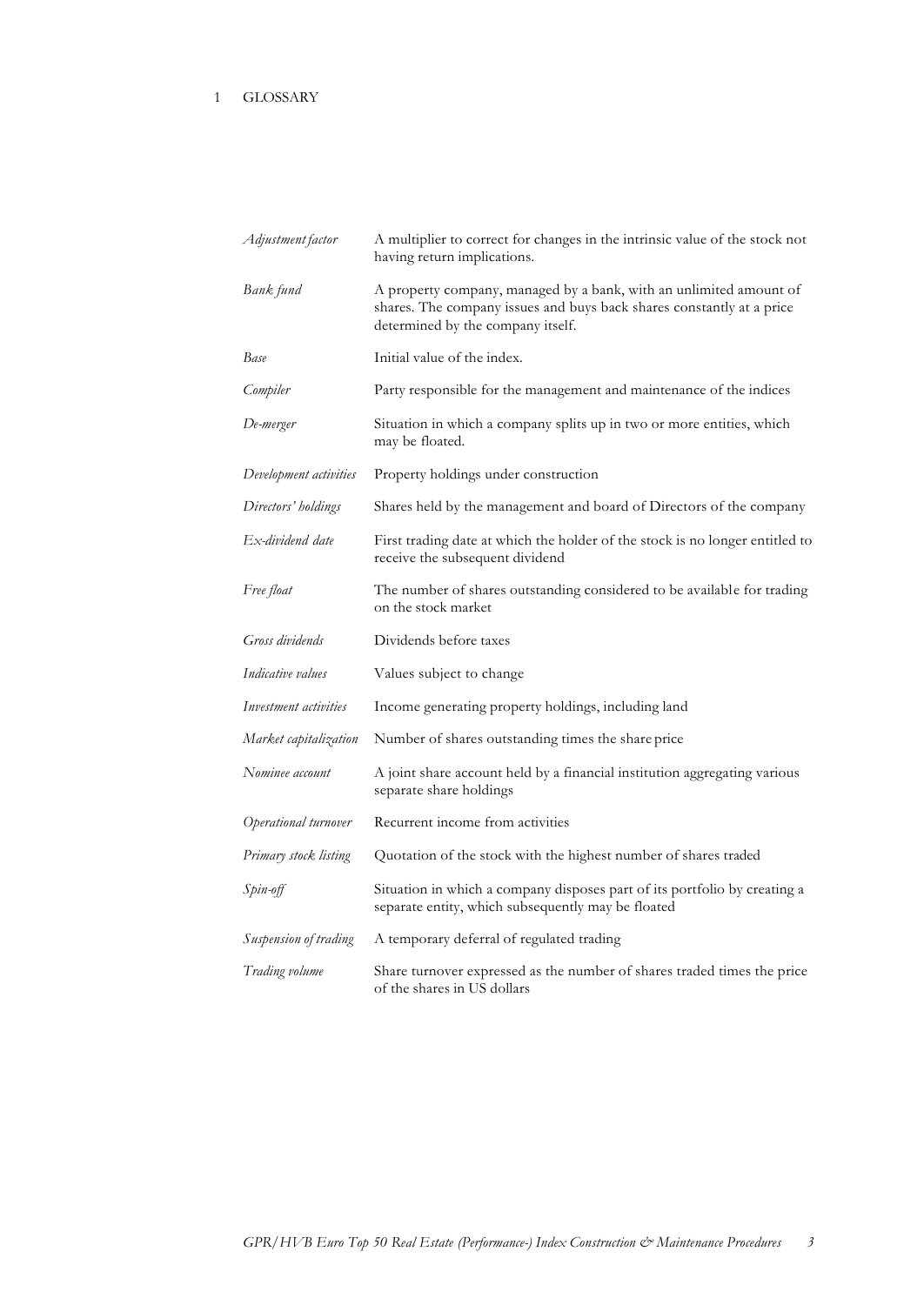# 1 GLOSSARY

| | |
|---|---|
| *Adjustment factor* | A multiplier to correct for changes in the intrinsic value of the stock not having return implications. |
| *Bank fund* | A property company, managed by a bank, with an unlimited amount of shares. The company issues and buys back shares constantly at a price determined by the company itself. |
| *Base* | Initial value of the index. |
| *Compiler* | Party responsible for the management and maintenance of the indices |
| *De-merger* | Situation in which a company splits up in two or more entities, which may be floated. |
| *Development activities* | Property holdings under construction |
| *Directors' holdings* | Shares held by the management and board of Directors of the company |
| *Ex-dividend date* | First trading date at which the holder of the stock is no longer entitled to receive the subsequent dividend |
| *Free float* | The number of shares outstanding considered to be available for trading on the stock market |
| *Gross dividends* | Dividends before taxes |
| *Indicative values* | Values subject to change |
| *Investment activities* | Income generating property holdings, including land |
| *Market capitalization* | Number of shares outstanding times the share price |
| *Nominee account* | A joint share account held by a financial institution aggregating various separate share holdings |
| *Operational turnover* | Recurrent income from activities |
| *Primary stock listing* | Quotation of the stock with the highest number of shares traded |
| *Spin-off* | Situation in which a company disposes part of its portfolio by creating a separate entity, which subsequently may be floated |
| *Suspension of trading* | A temporary deferral of regulated trading |
| *Trading volume* | Share turnover expressed as the number of shares traded times the price of the shares in US dollars |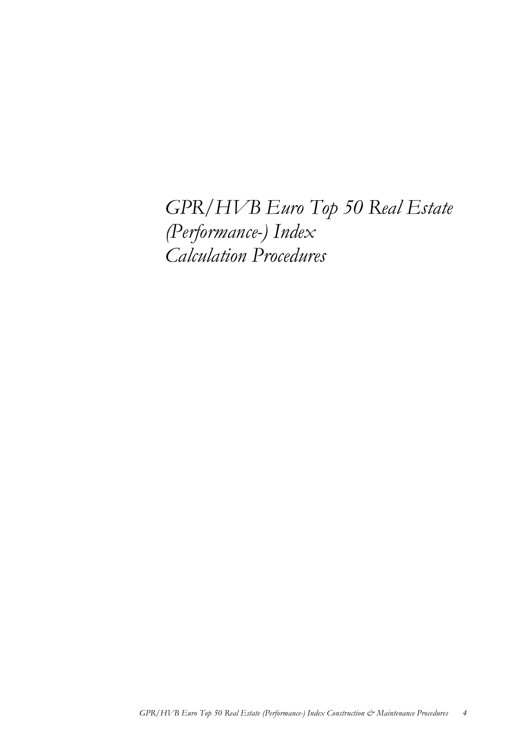# *GPR/HVB Euro Top 50 Real Estate (Performance-) Index Calculation Procedures*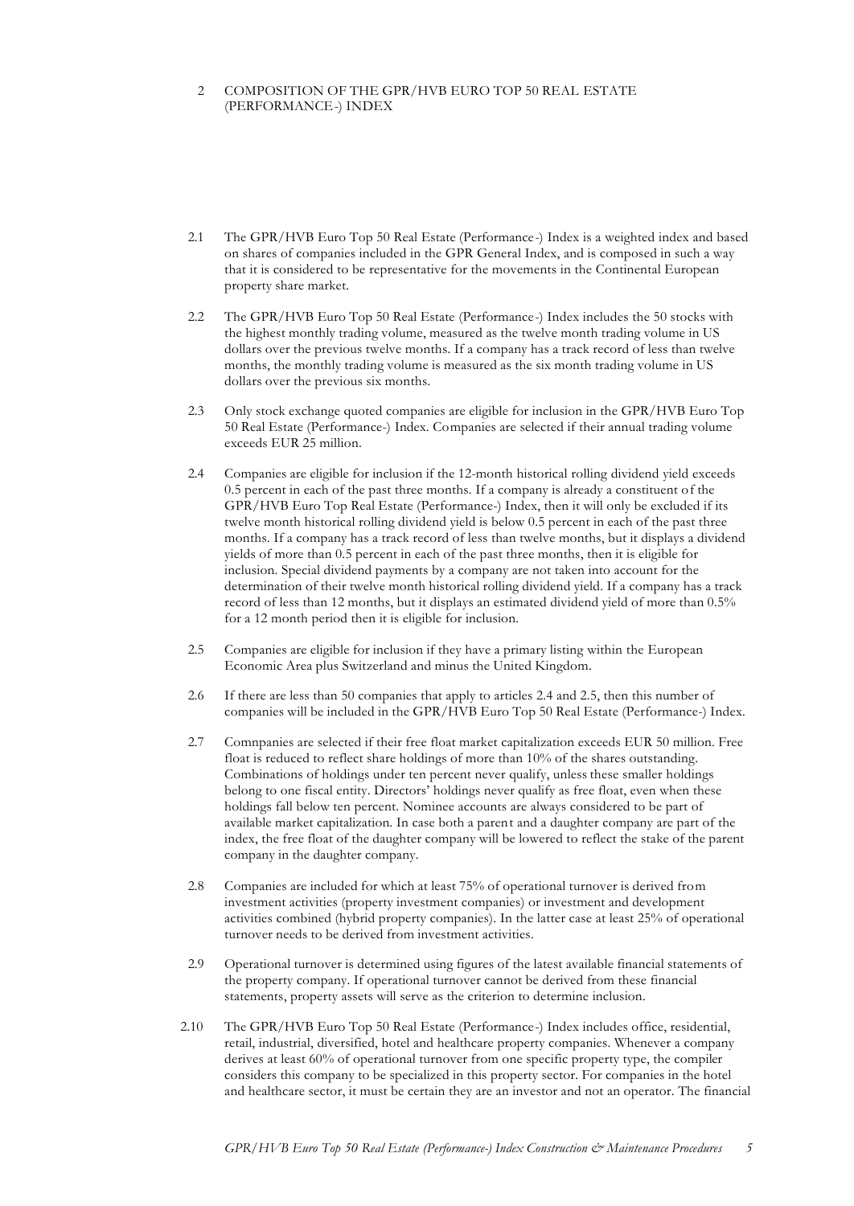## 2 COMPOSITION OF THE GPR/HVB EURO TOP 50 REAL ESTATE (PERFORMANCE-) INDEX

2.1 The GPR/HVB Euro Top 50 Real Estate (Performance-) Index is a weighted index and based on shares of companies included in the GPR General Index, and is composed in such a way that it is considered to be representative for the movements in the Continental European property share market.

2.2 The GPR/HVB Euro Top 50 Real Estate (Performance-) Index includes the 50 stocks with the highest monthly trading volume, measured as the twelve month trading volume in US dollars over the previous twelve months. If a company has a track record of less than twelve months, the monthly trading volume is measured as the six month trading volume in US dollars over the previous six months.

2.3 Only stock exchange quoted companies are eligible for inclusion in the GPR/HVB Euro Top 50 Real Estate (Performance-) Index. Companies are selected if their annual trading volume exceeds EUR 25 million.

2.4 Companies are eligible for inclusion if the 12-month historical rolling dividend yield exceeds 0.5 percent in each of the past three months. If a company is already a constituent of the GPR/HVB Euro Top Real Estate (Performance-) Index, then it will only be excluded if its twelve month historical rolling dividend yield is below 0.5 percent in each of the past three months. If a company has a track record of less than twelve months, but it displays a dividend yields of more than 0.5 percent in each of the past three months, then it is eligible for inclusion. Special dividend payments by a company are not taken into account for the determination of their twelve month historical rolling dividend yield. If a company has a track record of less than 12 months, but it displays an estimated dividend yield of more than 0.5% for a 12 month period then it is eligible for inclusion.

2.5 Companies are eligible for inclusion if they have a primary listing within the European Economic Area plus Switzerland and minus the United Kingdom.

2.6 If there are less than 50 companies that apply to articles 2.4 and 2.5, then this number of companies will be included in the GPR/HVB Euro Top 50 Real Estate (Performance-) Index.

2.7 Comnpanies are selected if their free float market capitalization exceeds EUR 50 million. Free float is reduced to reflect share holdings of more than 10% of the shares outstanding. Combinations of holdings under ten percent never qualify, unless these smaller holdings belong to one fiscal entity. Directors' holdings never qualify as free float, even when these holdings fall below ten percent. Nominee accounts are always considered to be part of available market capitalization. In case both a parent and a daughter company are part of the index, the free float of the daughter company will be lowered to reflect the stake of the parent company in the daughter company.

2.8 Companies are included for which at least 75% of operational turnover is derived from investment activities (property investment companies) or investment and development activities combined (hybrid property companies). In the latter case at least 25% of operational turnover needs to be derived from investment activities.

2.9 Operational turnover is determined using figures of the latest available financial statements of the property company. If operational turnover cannot be derived from these financial statements, property assets will serve as the criterion to determine inclusion.

2.10 The GPR/HVB Euro Top 50 Real Estate (Performance-) Index includes office, residential, retail, industrial, diversified, hotel and healthcare property companies. Whenever a company derives at least 60% of operational turnover from one specific property type, the compiler considers this company to be specialized in this property sector. For companies in the hotel and healthcare sector, it must be certain they are an investor and not an operator. The financial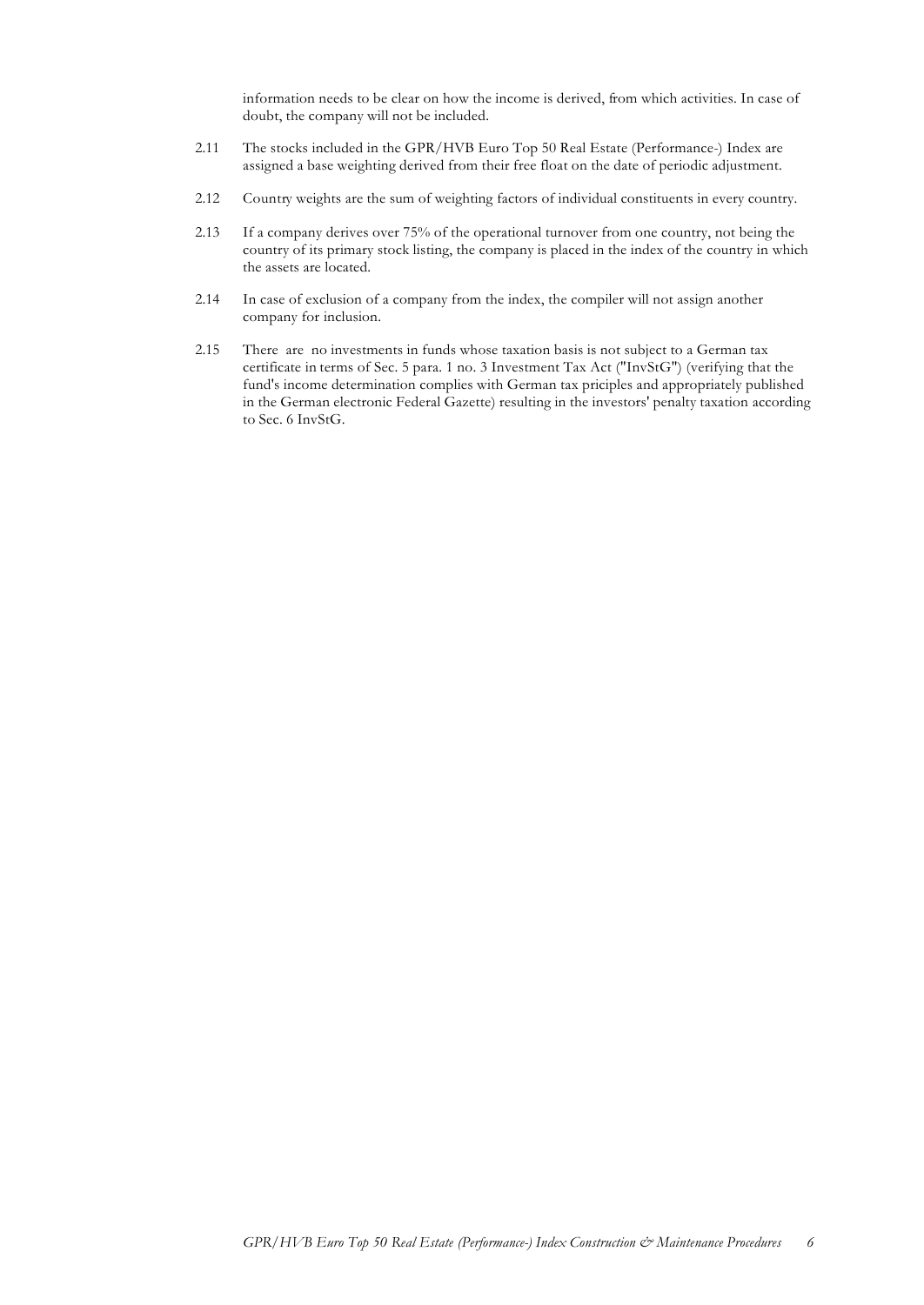information needs to be clear on how the income is derived, from which activities. In case of doubt, the company will not be included.

2.11 The stocks included in the GPR/HVB Euro Top 50 Real Estate (Performance-) Index are assigned a base weighting derived from their free float on the date of periodic adjustment.

2.12 Country weights are the sum of weighting factors of individual constituents in every country.

2.13 If a company derives over 75% of the operational turnover from one country, not being the country of its primary stock listing, the company is placed in the index of the country in which the assets are located.

2.14 In case of exclusion of a company from the index, the compiler will not assign another company for inclusion.

2.15 There are no investments in funds whose taxation basis is not subject to a German tax certificate in terms of Sec. 5 para. 1 no. 3 Investment Tax Act ("InvStG") (verifying that the fund's income determination complies with German tax priciples and appropriately published in the German electronic Federal Gazette) resulting in the investors' penalty taxation according to Sec. 6 InvStG.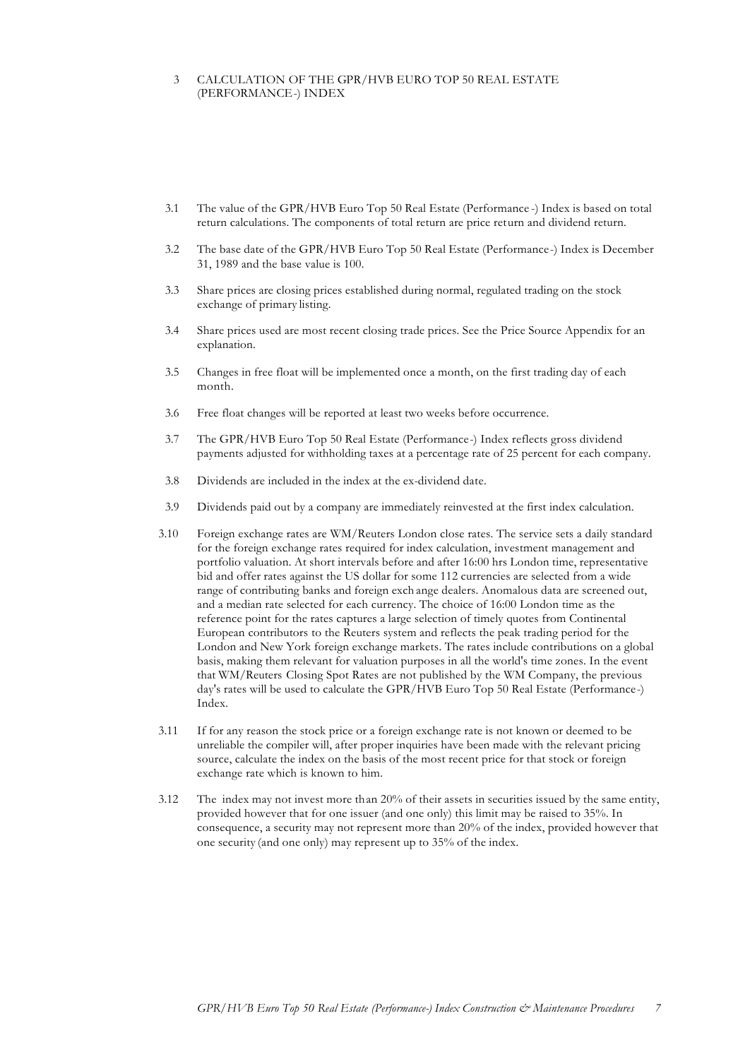## 3 CALCULATION OF THE GPR/HVB EURO TOP 50 REAL ESTATE (PERFORMANCE-) INDEX

3.1 The value of the GPR/HVB Euro Top 50 Real Estate (Performance-) Index is based on total return calculations. The components of total return are price return and dividend return.

3.2 The base date of the GPR/HVB Euro Top 50 Real Estate (Performance-) Index is December 31, 1989 and the base value is 100.

3.3 Share prices are closing prices established during normal, regulated trading on the stock exchange of primary listing.

3.4 Share prices used are most recent closing trade prices. See the Price Source Appendix for an explanation.

3.5 Changes in free float will be implemented once a month, on the first trading day of each month.

3.6 Free float changes will be reported at least two weeks before occurrence.

3.7 The GPR/HVB Euro Top 50 Real Estate (Performance-) Index reflects gross dividend payments adjusted for withholding taxes at a percentage rate of 25 percent for each company.

3.8 Dividends are included in the index at the ex-dividend date.

3.9 Dividends paid out by a company are immediately reinvested at the first index calculation.

3.10 Foreign exchange rates are WM/Reuters London close rates. The service sets a daily standard for the foreign exchange rates required for index calculation, investment management and portfolio valuation. At short intervals before and after 16:00 hrs London time, representative bid and offer rates against the US dollar for some 112 currencies are selected from a wide range of contributing banks and foreign exchange dealers. Anomalous data are screened out, and a median rate selected for each currency. The choice of 16:00 London time as the reference point for the rates captures a large selection of timely quotes from Continental European contributors to the Reuters system and reflects the peak trading period for the London and New York foreign exchange markets. The rates include contributions on a global basis, making them relevant for valuation purposes in all the world's time zones. In the event that WM/Reuters Closing Spot Rates are not published by the WM Company, the previous day's rates will be used to calculate the GPR/HVB Euro Top 50 Real Estate (Performance-) Index.

3.11 If for any reason the stock price or a foreign exchange rate is not known or deemed to be unreliable the compiler will, after proper inquiries have been made with the relevant pricing source, calculate the index on the basis of the most recent price for that stock or foreign exchange rate which is known to him.

3.12 The index may not invest more than 20% of their assets in securities issued by the same entity, provided however that for one issuer (and one only) this limit may be raised to 35%. In consequence, a security may not represent more than 20% of the index, provided however that one security (and one only) may represent up to 35% of the index.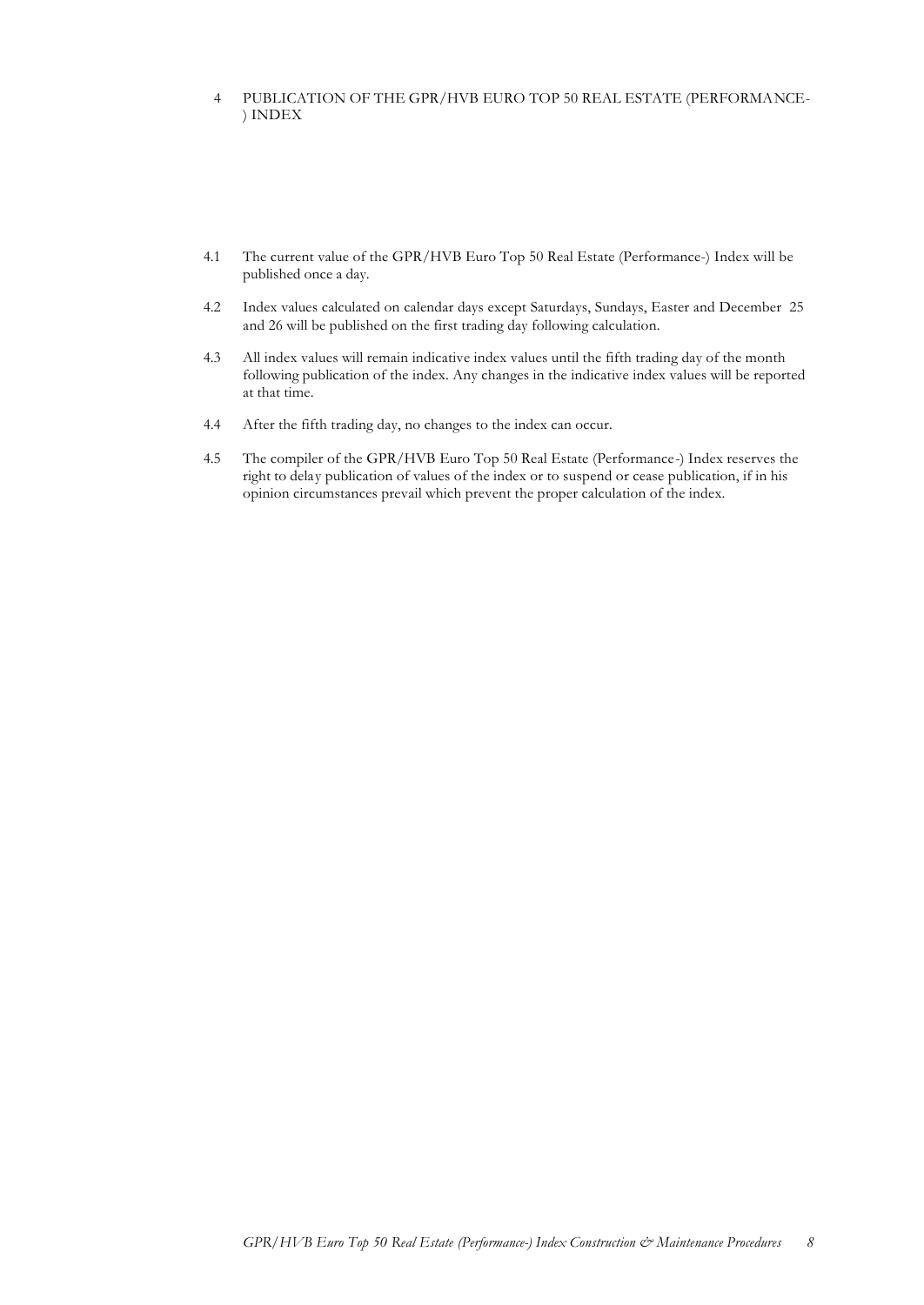# 4 PUBLICATION OF THE GPR/HVB EURO TOP 50 REAL ESTATE (PERFORMANCE-) INDEX

4.1 The current value of the GPR/HVB Euro Top 50 Real Estate (Performance-) Index will be published once a day.

4.2 Index values calculated on calendar days except Saturdays, Sundays, Easter and December 25 and 26 will be published on the first trading day following calculation.

4.3 All index values will remain indicative index values until the fifth trading day of the month following publication of the index. Any changes in the indicative index values will be reported at that time.

4.4 After the fifth trading day, no changes to the index can occur.

4.5 The compiler of the GPR/HVB Euro Top 50 Real Estate (Performance-) Index reserves the right to delay publication of values of the index or to suspend or cease publication, if in his opinion circumstances prevail which prevent the proper calculation of the index.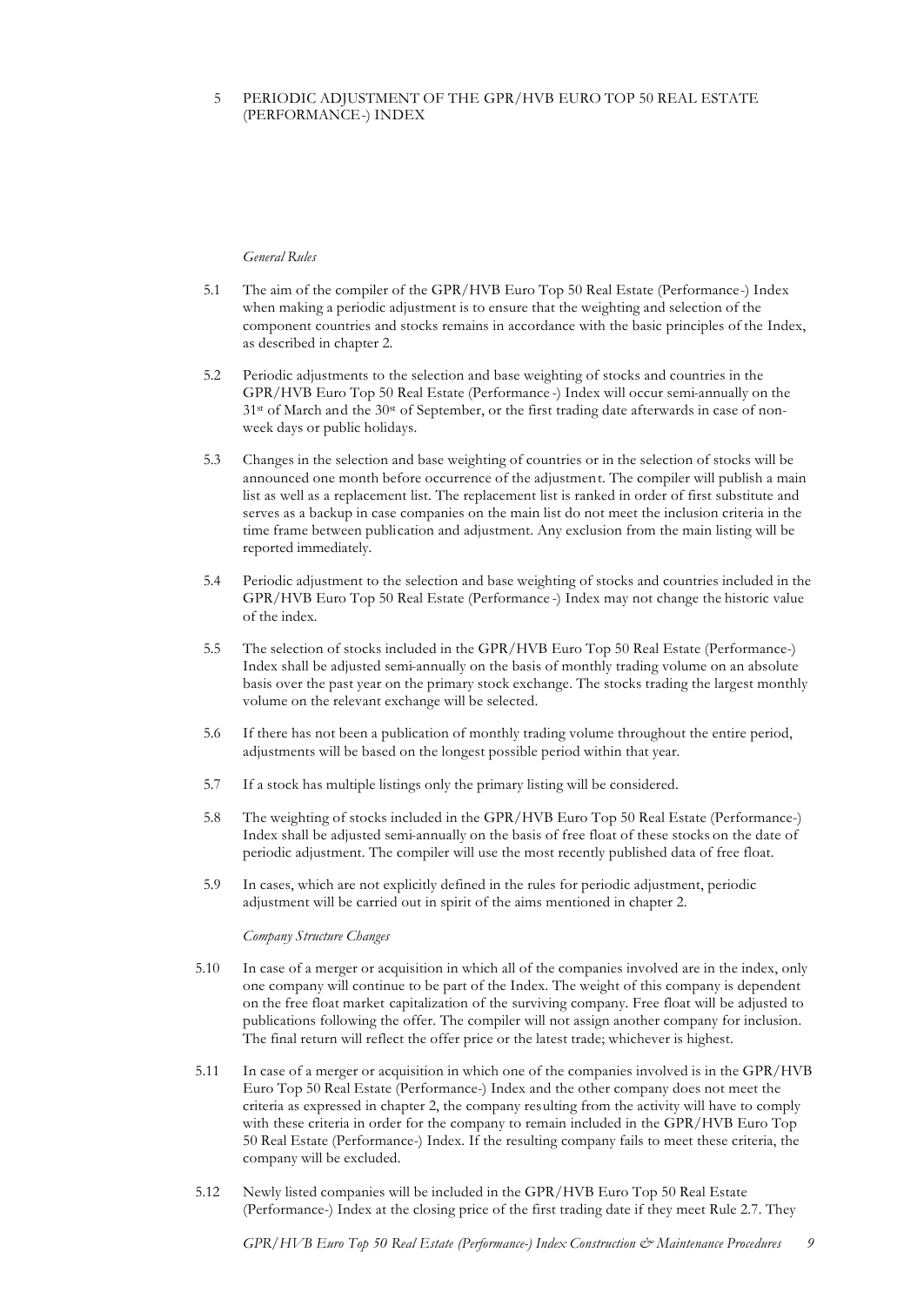# 5 PERIODIC ADJUSTMENT OF THE GPR/HVB EURO TOP 50 REAL ESTATE (PERFORMANCE-) INDEX

*General Rules*

5.1 The aim of the compiler of the GPR/HVB Euro Top 50 Real Estate (Performance-) Index when making a periodic adjustment is to ensure that the weighting and selection of the component countries and stocks remains in accordance with the basic principles of the Index, as described in chapter 2.

5.2 Periodic adjustments to the selection and base weighting of stocks and countries in the GPR/HVB Euro Top 50 Real Estate (Performance-) Index will occur semi-annually on the 31st of March and the 30st of September, or the first trading date afterwards in case of non-week days or public holidays.

5.3 Changes in the selection and base weighting of countries or in the selection of stocks will be announced one month before occurrence of the adjustment. The compiler will publish a main list as well as a replacement list. The replacement list is ranked in order of first substitute and serves as a backup in case companies on the main list do not meet the inclusion criteria in the time frame between publication and adjustment. Any exclusion from the main listing will be reported immediately.

5.4 Periodic adjustment to the selection and base weighting of stocks and countries included in the GPR/HVB Euro Top 50 Real Estate (Performance-) Index may not change the historic value of the index.

5.5 The selection of stocks included in the GPR/HVB Euro Top 50 Real Estate (Performance-) Index shall be adjusted semi-annually on the basis of monthly trading volume on an absolute basis over the past year on the primary stock exchange. The stocks trading the largest monthly volume on the relevant exchange will be selected.

5.6 If there has not been a publication of monthly trading volume throughout the entire period, adjustments will be based on the longest possible period within that year.

5.7 If a stock has multiple listings only the primary listing will be considered.

5.8 The weighting of stocks included in the GPR/HVB Euro Top 50 Real Estate (Performance-) Index shall be adjusted semi-annually on the basis of free float of these stocks on the date of periodic adjustment. The compiler will use the most recently published data of free float.

5.9 In cases, which are not explicitly defined in the rules for periodic adjustment, periodic adjustment will be carried out in spirit of the aims mentioned in chapter 2.

*Company Structure Changes*

5.10 In case of a merger or acquisition in which all of the companies involved are in the index, only one company will continue to be part of the Index. The weight of this company is dependent on the free float market capitalization of the surviving company. Free float will be adjusted to publications following the offer. The compiler will not assign another company for inclusion. The final return will reflect the offer price or the latest trade; whichever is highest.

5.11 In case of a merger or acquisition in which one of the companies involved is in the GPR/HVB Euro Top 50 Real Estate (Performance-) Index and the other company does not meet the criteria as expressed in chapter 2, the company resulting from the activity will have to comply with these criteria in order for the company to remain included in the GPR/HVB Euro Top 50 Real Estate (Performance-) Index. If the resulting company fails to meet these criteria, the company will be excluded.

5.12 Newly listed companies will be included in the GPR/HVB Euro Top 50 Real Estate (Performance-) Index at the closing price of the first trading date if they meet Rule 2.7. They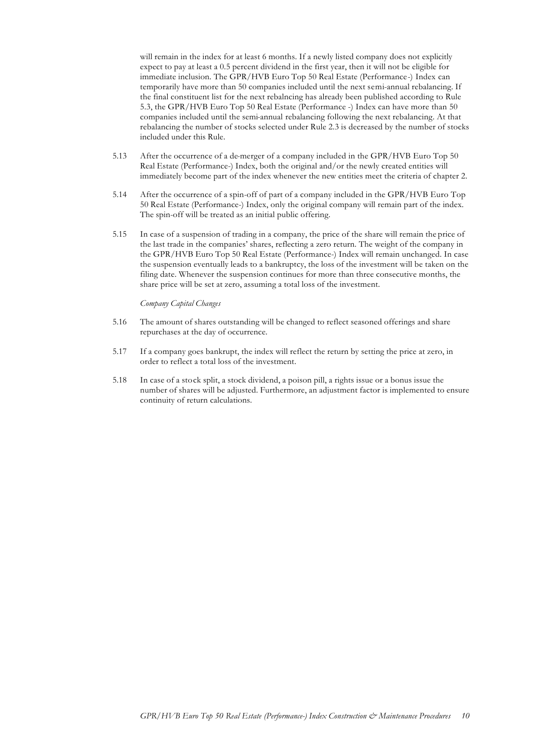will remain in the index for at least 6 months. If a newly listed company does not explicitly expect to pay at least a 0.5 percent dividend in the first year, then it will not be eligible for immediate inclusion. The GPR/HVB Euro Top 50 Real Estate (Performance-) Index can temporarily have more than 50 companies included until the next semi-annual rebalancing. If the final constituent list for the next rebalncing has already been published according to Rule 5.3, the GPR/HVB Euro Top 50 Real Estate (Performance -) Index can have more than 50 companies included until the semi-annual rebalancing following the next rebalancing. At that rebalancing the number of stocks selected under Rule 2.3 is decreased by the number of stocks included under this Rule.

5.13 After the occurrence of a de-merger of a company included in the GPR/HVB Euro Top 50 Real Estate (Performance-) Index, both the original and/or the newly created entities will immediately become part of the index whenever the new entities meet the criteria of chapter 2.

5.14 After the occurrence of a spin-off of part of a company included in the GPR/HVB Euro Top 50 Real Estate (Performance-) Index, only the original company will remain part of the index. The spin-off will be treated as an initial public offering.

5.15 In case of a suspension of trading in a company, the price of the share will remain the price of the last trade in the companies' shares, reflecting a zero return. The weight of the company in the GPR/HVB Euro Top 50 Real Estate (Performance-) Index will remain unchanged. In case the suspension eventually leads to a bankruptcy, the loss of the investment will be taken on the filing date. Whenever the suspension continues for more than three consecutive months, the share price will be set at zero, assuming a total loss of the investment.

*Company Capital Changes*

5.16 The amount of shares outstanding will be changed to reflect seasoned offerings and share repurchases at the day of occurrence.

5.17 If a company goes bankrupt, the index will reflect the return by setting the price at zero, in order to reflect a total loss of the investment.

5.18 In case of a stock split, a stock dividend, a poison pill, a rights issue or a bonus issue the number of shares will be adjusted. Furthermore, an adjustment factor is implemented to ensure continuity of return calculations.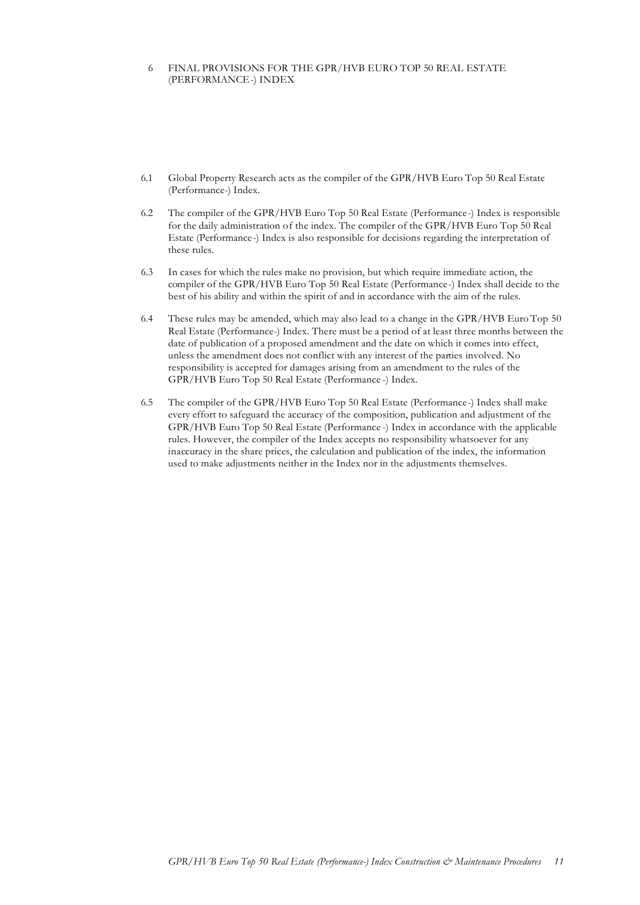# 6 FINAL PROVISIONS FOR THE GPR/HVB EURO TOP 50 REAL ESTATE (PERFORMANCE-) INDEX

6.1 Global Property Research acts as the compiler of the GPR/HVB Euro Top 50 Real Estate (Performance-) Index.

6.2 The compiler of the GPR/HVB Euro Top 50 Real Estate (Performance-) Index is responsible for the daily administration of the index. The compiler of the GPR/HVB Euro Top 50 Real Estate (Performance-) Index is also responsible for decisions regarding the interpretation of these rules.

6.3 In cases for which the rules make no provision, but which require immediate action, the compiler of the GPR/HVB Euro Top 50 Real Estate (Performance-) Index shall decide to the best of his ability and within the spirit of and in accordance with the aim of the rules.

6.4 These rules may be amended, which may also lead to a change in the GPR/HVB Euro Top 50 Real Estate (Performance-) Index. There must be a period of at least three months between the date of publication of a proposed amendment and the date on which it comes into effect, unless the amendment does not conflict with any interest of the parties involved. No responsibility is accepted for damages arising from an amendment to the rules of the GPR/HVB Euro Top 50 Real Estate (Performance-) Index.

6.5 The compiler of the GPR/HVB Euro Top 50 Real Estate (Performance-) Index shall make every effort to safeguard the accuracy of the composition, publication and adjustment of the GPR/HVB Euro Top 50 Real Estate (Performance-) Index in accordance with the applicable rules. However, the compiler of the Index accepts no responsibility whatsoever for any inaccuracy in the share prices, the calculation and publication of the index, the information used to make adjustments neither in the Index nor in the adjustments themselves.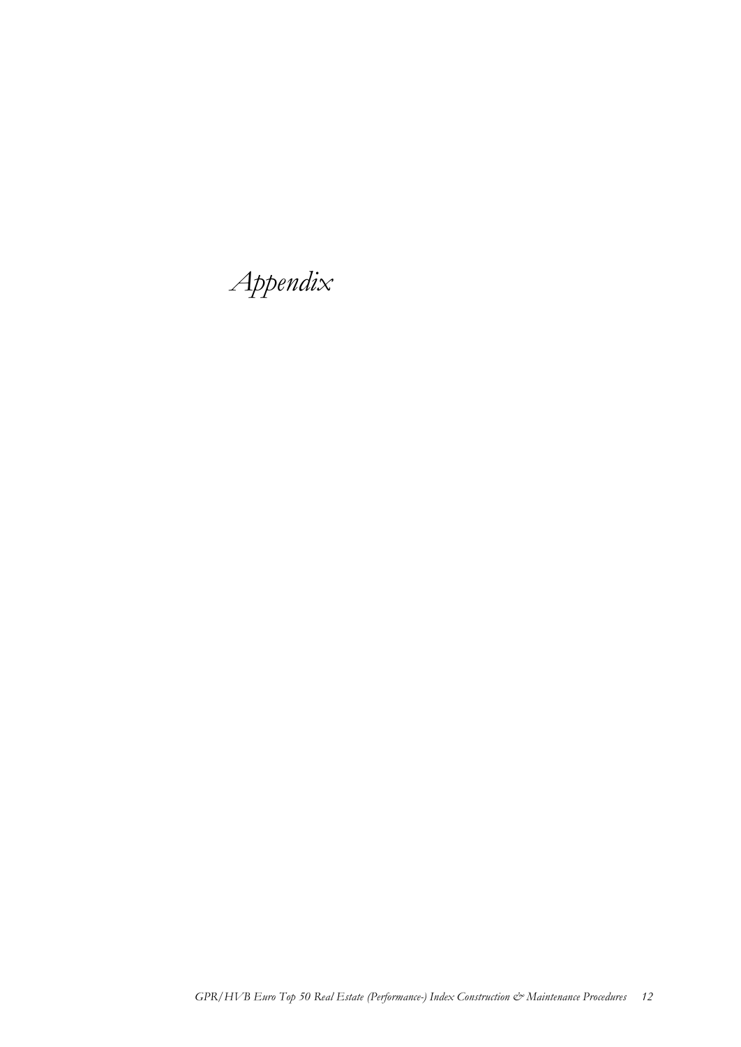# *Appendix*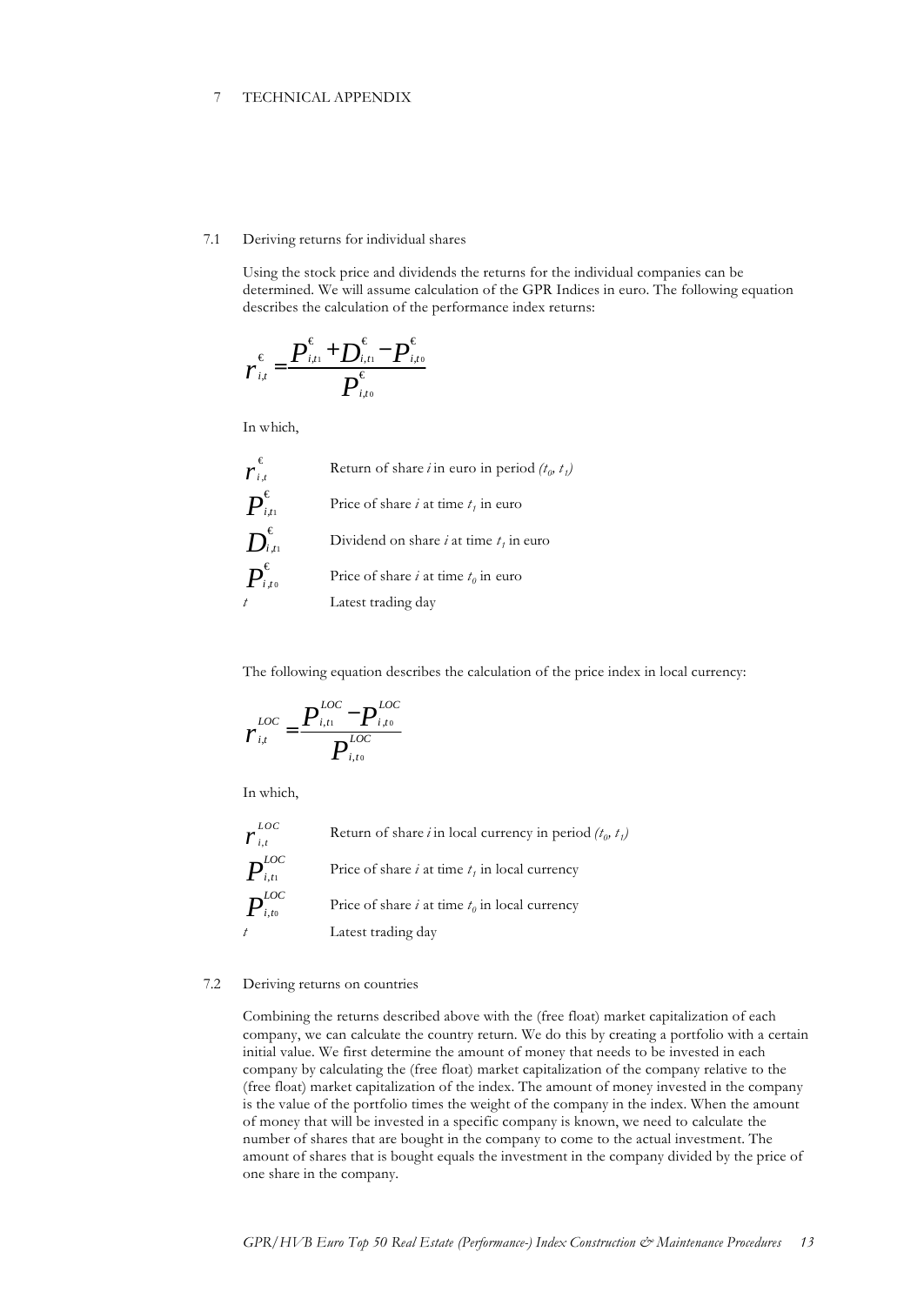# 7 TECHNICAL APPENDIX

## 7.1 Deriving returns for individual shares

Using the stock price and dividends the returns for the individual companies can be determined. We will assume calculation of the GPR Indices in euro. The following equation describes the calculation of the performance index returns:

$$r_{i,t}^{€} = \frac{P_{i,t1}^{€} + D_{i,t1}^{€} - P_{i,t0}^{€}}{P_{i,t0}^{€}}$$

In which,

| | |
|---|---|
| $r_{i,t}^{€}$ | Return of share *i* in euro in period *($t_0$, $t_1$)* |
| $P_{i,t1}^{€}$ | Price of share *i* at time $t_1$ in euro |
| $D_{i,t1}^{€}$ | Dividend on share *i* at time $t_1$ in euro |
| $P_{i,t0}^{€}$ | Price of share *i* at time $t_0$ in euro |
| *t* | Latest trading day |

The following equation describes the calculation of the price index in local currency:

$$r_{i,t}^{LOC} = \frac{P_{i,t1}^{LOC} - P_{i,t0}^{LOC}}{P_{i,t0}^{LOC}}$$

In which,

| | |
|---|---|
| $r_{i,t}^{LOC}$ | Return of share *i* in local currency in period *($t_0$, $t_1$)* |
| $P_{i,t1}^{LOC}$ | Price of share *i* at time $t_1$ in local currency |
| $P_{i,t0}^{LOC}$ | Price of share *i* at time $t_0$ in local currency |
| *t* | Latest trading day |

## 7.2 Deriving returns on countries

Combining the returns described above with the (free float) market capitalization of each company, we can calculate the country return. We do this by creating a portfolio with a certain initial value. We first determine the amount of money that needs to be invested in each company by calculating the (free float) market capitalization of the company relative to the (free float) market capitalization of the index. The amount of money invested in the company is the value of the portfolio times the weight of the company in the index. When the amount of money that will be invested in a specific company is known, we need to calculate the number of shares that are bought in the company to come to the actual investment. The amount of shares that is bought equals the investment in the company divided by the price of one share in the company.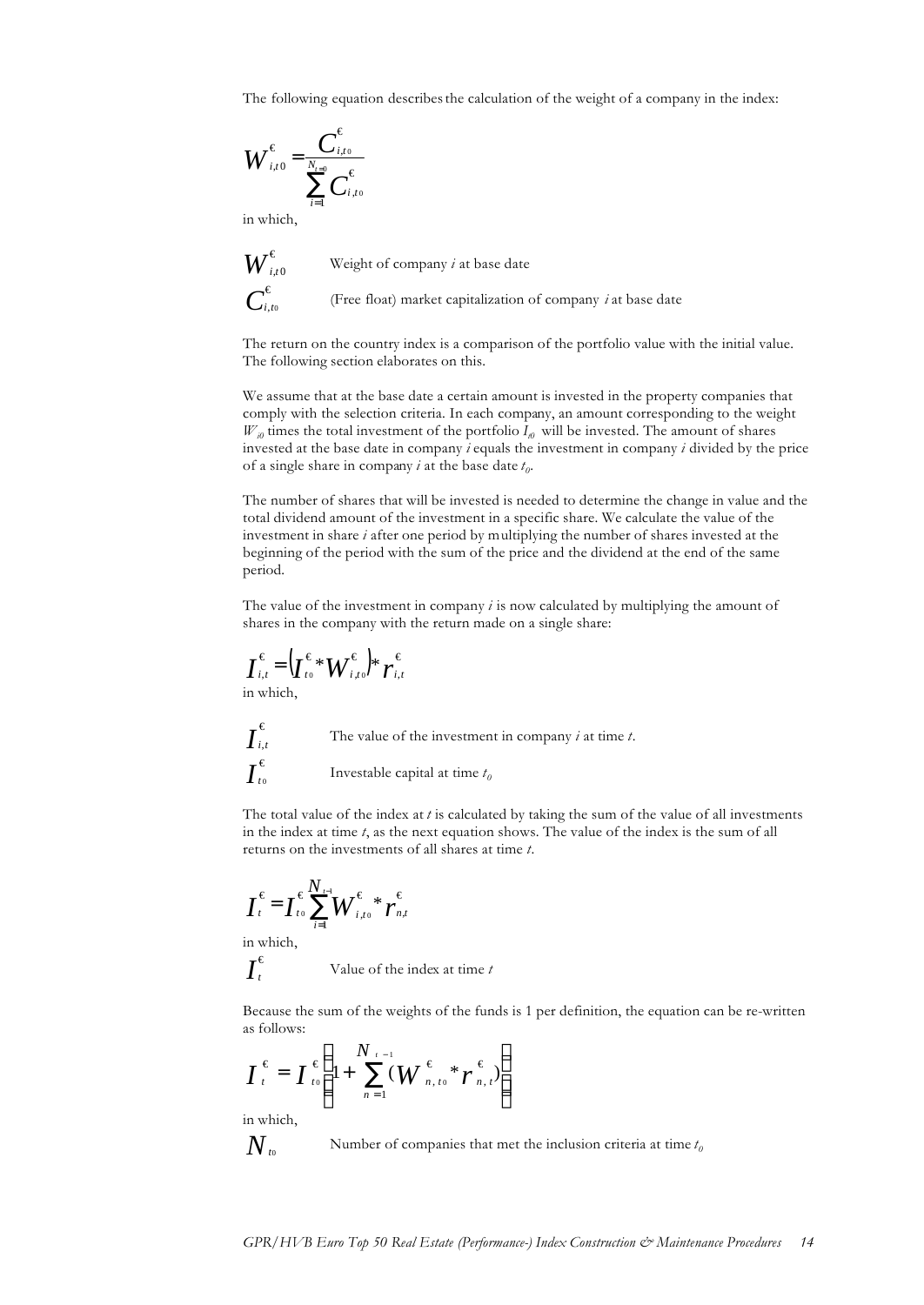The following equation describes the calculation of the weight of a company in the index:

$$W^{€}_{i,t0} = \frac{C^{€}_{i,t0}}{\sum_{i=1}^{N_{t=0}} C^{€}_{i,t0}}$$

in which,

| | |
|---|---|
| $W^{€}_{i,t0}$ | Weight of company *i* at base date |
| $C^{€}_{i,t0}$ | (Free float) market capitalization of company *i* at base date |

The return on the country index is a comparison of the portfolio value with the initial value. The following section elaborates on this.

We assume that at the base date a certain amount is invested in the property companies that comply with the selection criteria. In each company, an amount corresponding to the weight $W_{i0}$ times the total investment of the portfolio $I_{t0}$ will be invested. The amount of shares invested at the base date in company *i* equals the investment in company *i* divided by the price of a single share in company *i* at the base date $t_0$.

The number of shares that will be invested is needed to determine the change in value and the total dividend amount of the investment in a specific share. We calculate the value of the investment in share *i* after one period by multiplying the number of shares invested at the beginning of the period with the sum of the price and the dividend at the end of the same period.

The value of the investment in company *i* is now calculated by multiplying the amount of shares in the company with the return made on a single share:

$$I^{€}_{i,t} = \left(I^{€}_{t0} * W^{€}_{i,t0}\right) * r^{€}_{i,t}$$

in which,

| | |
|---|---|
| $I^{€}_{i,t}$ | The value of the investment in company *i* at time *t*. |
| $I^{€}_{t0}$ | Investable capital at time $t_0$ |

The total value of the index at *t* is calculated by taking the sum of the value of all investments in the index at time *t*, as the next equation shows. The value of the index is the sum of all returns on the investments of all shares at time *t*.

$$I^{€}_{t} = I^{€}_{t0} \sum_{i=1}^{N_{t-1}} W^{€}_{i,t0} * r^{€}_{n,t}$$

in which,

| | |
|---|---|
| $I^{€}_{t}$ | Value of the index at time *t* |

Because the sum of the weights of the funds is 1 per definition, the equation can be re-written as follows:

$$I^{€}_{t} = I^{€}_{t0} \left(1 + \sum_{n=1}^{N_{t-1}} \left(W^{€}_{n,t0} * r^{€}_{n,t}\right)\right)$$

in which,

| | |
|---|---|
| $N_{t0}$ | Number of companies that met the inclusion criteria at time $t_0$ |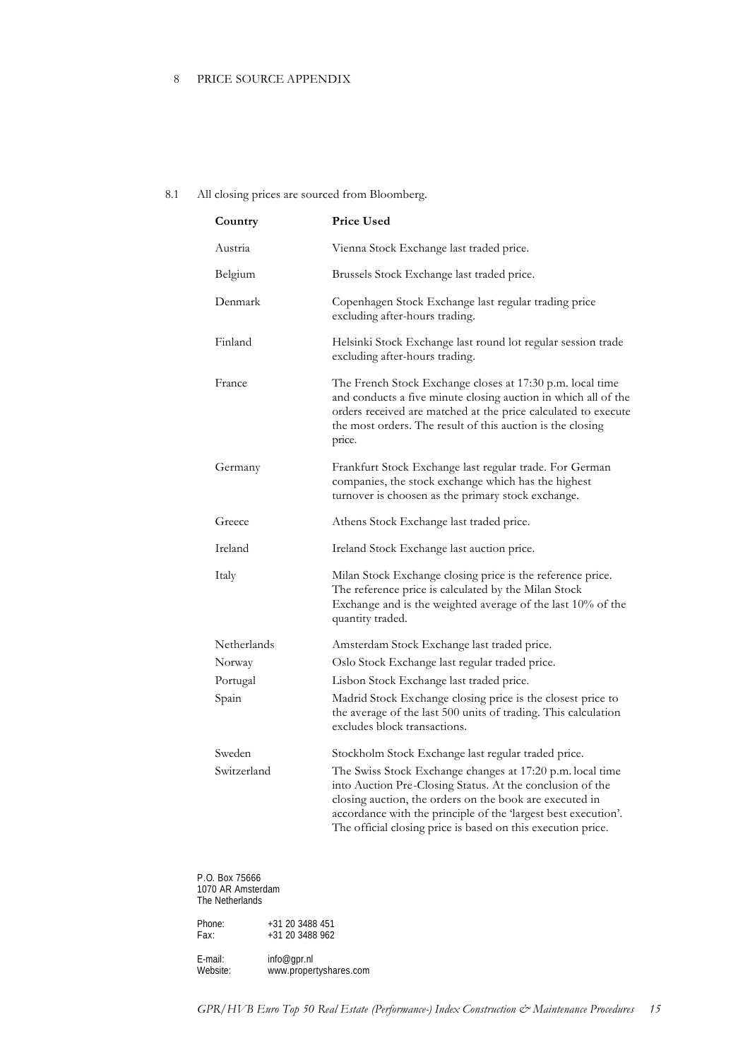## 8 PRICE SOURCE APPENDIX

8.1 All closing prices are sourced from Bloomberg.

| **Country** | **Price Used** |
|---|---|
| Austria | Vienna Stock Exchange last traded price. |
| Belgium | Brussels Stock Exchange last traded price. |
| Denmark | Copenhagen Stock Exchange last regular trading price excluding after-hours trading. |
| Finland | Helsinki Stock Exchange last round lot regular session trade excluding after-hours trading. |
| France | The French Stock Exchange closes at 17:30 p.m. local time and conducts a five minute closing auction in which all of the orders received are matched at the price calculated to execute the most orders. The result of this auction is the closing price. |
| Germany | Frankfurt Stock Exchange last regular trade. For German companies, the stock exchange which has the highest turnover is choosen as the primary stock exchange. |
| Greece | Athens Stock Exchange last traded price. |
| Ireland | Ireland Stock Exchange last auction price. |
| Italy | Milan Stock Exchange closing price is the reference price. The reference price is calculated by the Milan Stock Exchange and is the weighted average of the last 10% of the quantity traded. |
| Netherlands | Amsterdam Stock Exchange last traded price. |
| Norway | Oslo Stock Exchange last regular traded price. |
| Portugal | Lisbon Stock Exchange last traded price. |
| Spain | Madrid Stock Exchange closing price is the closest price to the average of the last 500 units of trading. This calculation excludes block transactions. |
| Sweden | Stockholm Stock Exchange last regular traded price. |
| Switzerland | The Swiss Stock Exchange changes at 17:20 p.m. local time into Auction Pre-Closing Status. At the conclusion of the closing auction, the orders on the book are executed in accordance with the principle of the 'largest best execution'. The official closing price is based on this execution price. |

P.O. Box 75666
1070 AR Amsterdam
The Netherlands

Phone: +31 20 3488 451
Fax: +31 20 3488 962

E-mail: info@gpr.nl
Website: www.propertyshares.com